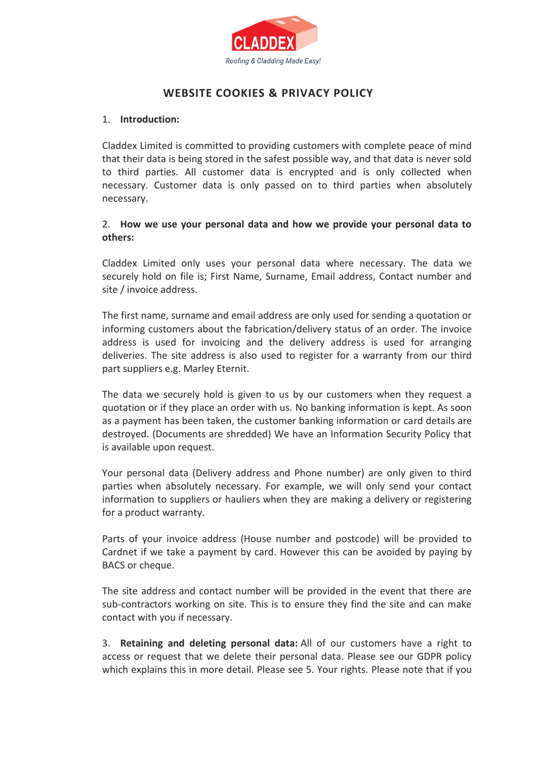CLADDEX

*Roofing & Cladding Made Easy!*

# WEBSITE COOKIES & PRIVACY POLICY

1. **Introduction:**

Claddex Limited is committed to providing customers with complete peace of mind that their data is being stored in the safest possible way, and that data is never sold to third parties. All customer data is encrypted and is only collected when necessary. Customer data is only passed on to third parties when absolutely necessary.

2. **How we use your personal data and how we provide your personal data to others:**

Claddex Limited only uses your personal data where necessary. The data we securely hold on file is; First Name, Surname, Email address, Contact number and site / invoice address.

The first name, surname and email address are only used for sending a quotation or informing customers about the fabrication/delivery status of an order. The invoice address is used for invoicing and the delivery address is used for arranging deliveries. The site address is also used to register for a warranty from our third part suppliers e.g. Marley Eternit.

The data we securely hold is given to us by our customers when they request a quotation or if they place an order with us. No banking information is kept. As soon as a payment has been taken, the customer banking information or card details are destroyed. (Documents are shredded) We have an Information Security Policy that is available upon request.

Your personal data (Delivery address and Phone number) are only given to third parties when absolutely necessary. For example, we will only send your contact information to suppliers or hauliers when they are making a delivery or registering for a product warranty.

Parts of your invoice address (House number and postcode) will be provided to Cardnet if we take a payment by card. However this can be avoided by paying by BACS or cheque.

The site address and contact number will be provided in the event that there are sub-contractors working on site. This is to ensure they find the site and can make contact with you if necessary.

3. **Retaining and deleting personal data:** All of our customers have a right to access or request that we delete their personal data. Please see our GDPR policy which explains this in more detail. Please see 5. Your rights. Please note that if you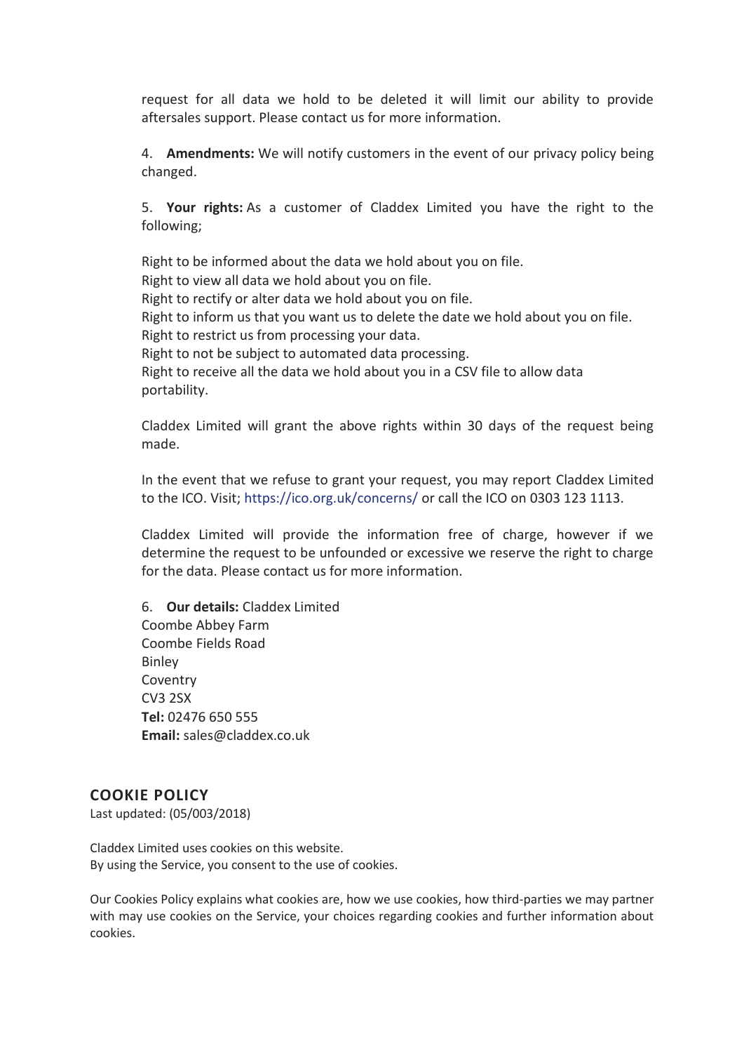request for all data we hold to be deleted it will limit our ability to provide aftersales support. Please contact us for more information.

4. **Amendments:** We will notify customers in the event of our privacy policy being changed.

5. **Your rights:** As a customer of Claddex Limited you have the right to the following;

Right to be informed about the data we hold about you on file.
Right to view all data we hold about you on file.
Right to rectify or alter data we hold about you on file.
Right to inform us that you want us to delete the date we hold about you on file.
Right to restrict us from processing your data.
Right to not be subject to automated data processing.
Right to receive all the data we hold about you in a CSV file to allow data portability.

Claddex Limited will grant the above rights within 30 days of the request being made.

In the event that we refuse to grant your request, you may report Claddex Limited to the ICO. Visit; https://ico.org.uk/concerns/ or call the ICO on 0303 123 1113.

Claddex Limited will provide the information free of charge, however if we determine the request to be unfounded or excessive we reserve the right to charge for the data. Please contact us for more information.

6. **Our details:** Claddex Limited
Coombe Abbey Farm
Coombe Fields Road
Binley
Coventry
CV3 2SX
**Tel:** 02476 650 555
**Email:** sales@claddex.co.uk

## COOKIE POLICY

Last updated: (05/003/2018)

Claddex Limited uses cookies on this website.
By using the Service, you consent to the use of cookies.

Our Cookies Policy explains what cookies are, how we use cookies, how third-parties we may partner with may use cookies on the Service, your choices regarding cookies and further information about cookies.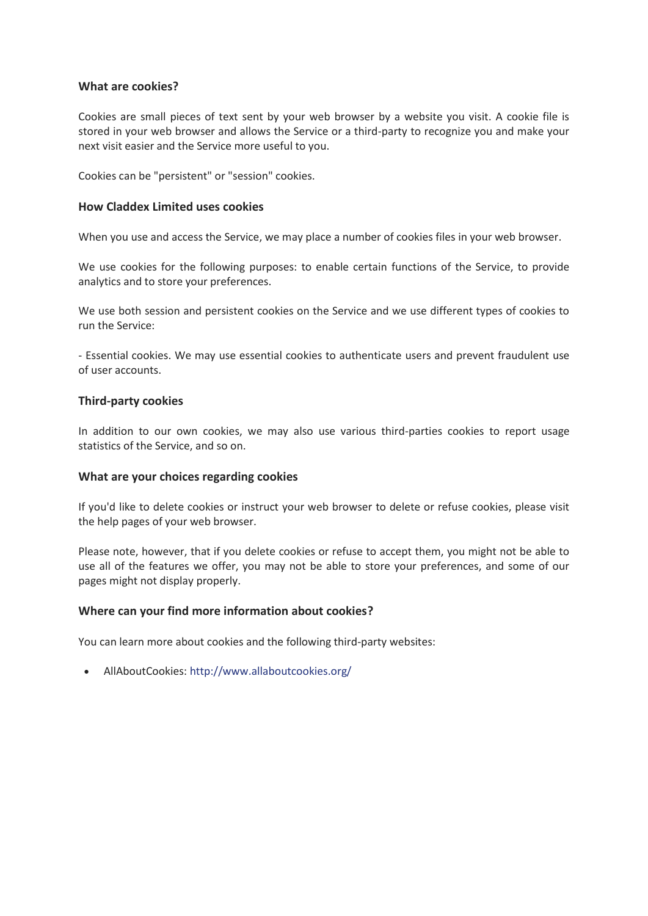### What are cookies?

Cookies are small pieces of text sent by your web browser by a website you visit. A cookie file is stored in your web browser and allows the Service or a third-party to recognize you and make your next visit easier and the Service more useful to you.

Cookies can be "persistent" or "session" cookies.

### How Claddex Limited uses cookies

When you use and access the Service, we may place a number of cookies files in your web browser.

We use cookies for the following purposes: to enable certain functions of the Service, to provide analytics and to store your preferences.

We use both session and persistent cookies on the Service and we use different types of cookies to run the Service:

- Essential cookies. We may use essential cookies to authenticate users and prevent fraudulent use of user accounts.

### Third-party cookies

In addition to our own cookies, we may also use various third-parties cookies to report usage statistics of the Service, and so on.

### What are your choices regarding cookies

If you'd like to delete cookies or instruct your web browser to delete or refuse cookies, please visit the help pages of your web browser.

Please note, however, that if you delete cookies or refuse to accept them, you might not be able to use all of the features we offer, you may not be able to store your preferences, and some of our pages might not display properly.

### Where can your find more information about cookies?

You can learn more about cookies and the following third-party websites:

- AllAboutCookies: http://www.allaboutcookies.org/